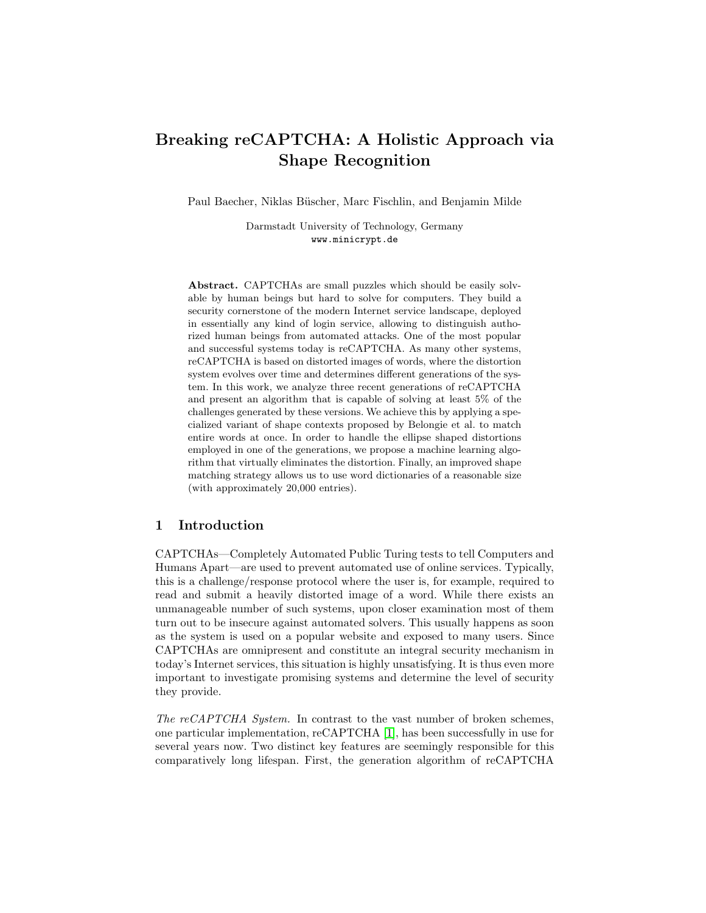# Breaking reCAPTCHA: A Holistic Approach via Shape Recognition

Paul Baecher, Niklas Büscher, Marc Fischlin, and Benjamin Milde

Darmstadt University of Technology, Germany
www.minicrypt.de

**Abstract.** CAPTCHAs are small puzzles which should be easily solvable by human beings but hard to solve for computers. They build a security cornerstone of the modern Internet service landscape, deployed in essentially any kind of login service, allowing to distinguish authorized human beings from automated attacks. One of the most popular and successful systems today is reCAPTCHA. As many other systems, reCAPTCHA is based on distorted images of words, where the distortion system evolves over time and determines different generations of the system. In this work, we analyze three recent generations of reCAPTCHA and present an algorithm that is capable of solving at least 5% of the challenges generated by these versions. We achieve this by applying a specialized variant of shape contexts proposed by Belongie et al. to match entire words at once. In order to handle the ellipse shaped distortions employed in one of the generations, we propose a machine learning algorithm that virtually eliminates the distortion. Finally, an improved shape matching strategy allows us to use word dictionaries of a reasonable size (with approximately 20,000 entries).

## 1 Introduction

CAPTCHAs—Completely Automated Public Turing tests to tell Computers and Humans Apart—are used to prevent automated use of online services. Typically, this is a challenge/response protocol where the user is, for example, required to read and submit a heavily distorted image of a word. While there exists an unmanageable number of such systems, upon closer examination most of them turn out to be insecure against automated solvers. This usually happens as soon as the system is used on a popular website and exposed to many users. Since CAPTCHAs are omnipresent and constitute an integral security mechanism in today's Internet services, this situation is highly unsatisfying. It is thus even more important to investigate promising systems and determine the level of security they provide.

*The reCAPTCHA System.* In contrast to the vast number of broken schemes, one particular implementation, reCAPTCHA [1], has been successfully in use for several years now. Two distinct key features are seemingly responsible for this comparatively long lifespan. First, the generation algorithm of reCAPTCHA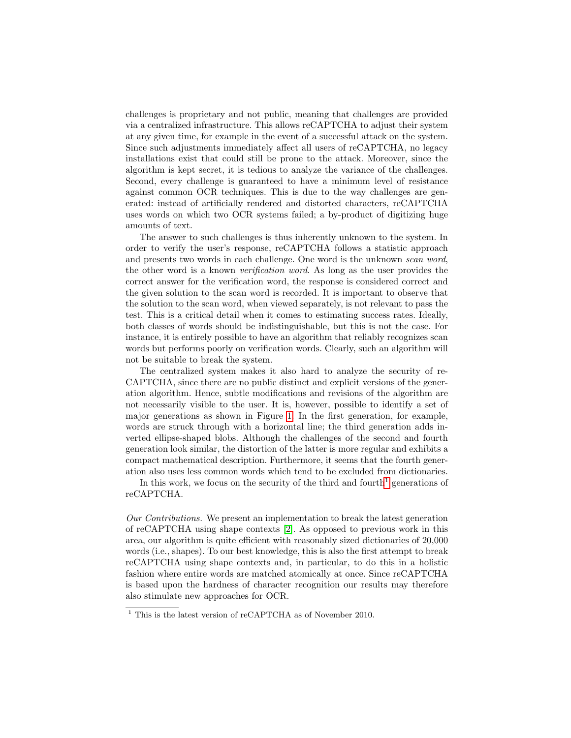challenges is proprietary and not public, meaning that challenges are provided via a centralized infrastructure. This allows reCAPTCHA to adjust their system at any given time, for example in the event of a successful attack on the system. Since such adjustments immediately affect all users of reCAPTCHA, no legacy installations exist that could still be prone to the attack. Moreover, since the algorithm is kept secret, it is tedious to analyze the variance of the challenges. Second, every challenge is guaranteed to have a minimum level of resistance against common OCR techniques. This is due to the way challenges are generated: instead of artificially rendered and distorted characters, reCAPTCHA uses words on which two OCR systems failed; a by-product of digitizing huge amounts of text.

The answer to such challenges is thus inherently unknown to the system. In order to verify the user's response, reCAPTCHA follows a statistic approach and presents two words in each challenge. One word is the unknown *scan word*, the other word is a known *verification word*. As long as the user provides the correct answer for the verification word, the response is considered correct and the given solution to the scan word is recorded. It is important to observe that the solution to the scan word, when viewed separately, is not relevant to pass the test. This is a critical detail when it comes to estimating success rates. Ideally, both classes of words should be indistinguishable, but this is not the case. For instance, it is entirely possible to have an algorithm that reliably recognizes scan words but performs poorly on verification words. Clearly, such an algorithm will not be suitable to break the system.

The centralized system makes it also hard to analyze the security of reCAPTCHA, since there are no public distinct and explicit versions of the generation algorithm. Hence, subtle modifications and revisions of the algorithm are not necessarily visible to the user. It is, however, possible to identify a set of major generations as shown in Figure 1. In the first generation, for example, words are struck through with a horizontal line; the third generation adds inverted ellipse-shaped blobs. Although the challenges of the second and fourth generation look similar, the distortion of the latter is more regular and exhibits a compact mathematical description. Furthermore, it seems that the fourth generation also uses less common words which tend to be excluded from dictionaries.

In this work, we focus on the security of the third and fourth[1] generations of reCAPTCHA.

*Our Contributions.* We present an implementation to break the latest generation of reCAPTCHA using shape contexts [2]. As opposed to previous work in this area, our algorithm is quite efficient with reasonably sized dictionaries of 20,000 words (i.e., shapes). To our best knowledge, this is also the first attempt to break reCAPTCHA using shape contexts and, in particular, to do this in a holistic fashion where entire words are matched atomically at once. Since reCAPTCHA is based upon the hardness of character recognition our results may therefore also stimulate new approaches for OCR.

[1] This is the latest version of reCAPTCHA as of November 2010.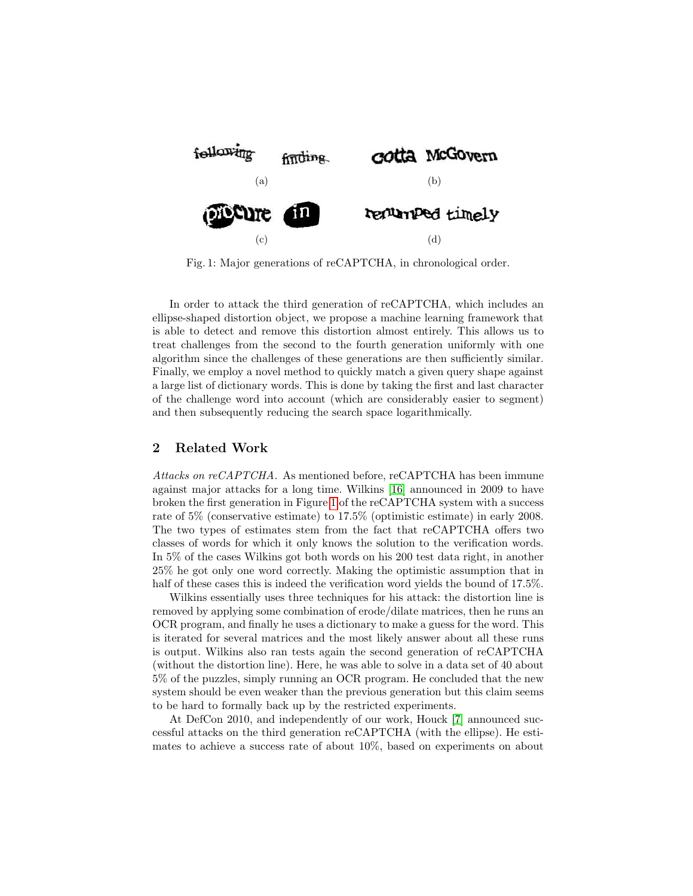Fig. 1: Major generations of reCAPTCHA, in chronological order.

In order to attack the third generation of reCAPTCHA, which includes an ellipse-shaped distortion object, we propose a machine learning framework that is able to detect and remove this distortion almost entirely. This allows us to treat challenges from the second to the fourth generation uniformly with one algorithm since the challenges of these generations are then sufficiently similar. Finally, we employ a novel method to quickly match a given query shape against a large list of dictionary words. This is done by taking the first and last character of the challenge word into account (which are considerably easier to segment) and then subsequently reducing the search space logarithmically.

## 2 Related Work

*Attacks on reCAPTCHA.* As mentioned before, reCAPTCHA has been immune against major attacks for a long time. Wilkins [16] announced in 2009 to have broken the first generation in Figure 1 of the reCAPTCHA system with a success rate of 5% (conservative estimate) to 17.5% (optimistic estimate) in early 2008. The two types of estimates stem from the fact that reCAPTCHA offers two classes of words for which it only knows the solution to the verification words. In 5% of the cases Wilkins got both words on his 200 test data right, in another 25% he got only one word correctly. Making the optimistic assumption that in half of these cases this is indeed the verification word yields the bound of 17.5%.

Wilkins essentially uses three techniques for his attack: the distortion line is removed by applying some combination of erode/dilate matrices, then he runs an OCR program, and finally he uses a dictionary to make a guess for the word. This is iterated for several matrices and the most likely answer about all these runs is output. Wilkins also ran tests again the second generation of reCAPTCHA (without the distortion line). Here, he was able to solve in a data set of 40 about 5% of the puzzles, simply running an OCR program. He concluded that the new system should be even weaker than the previous generation but this claim seems to be hard to formally back up by the restricted experiments.

At DefCon 2010, and independently of our work, Houck [7] announced successful attacks on the third generation reCAPTCHA (with the ellipse). He estimates to achieve a success rate of about 10%, based on experiments on about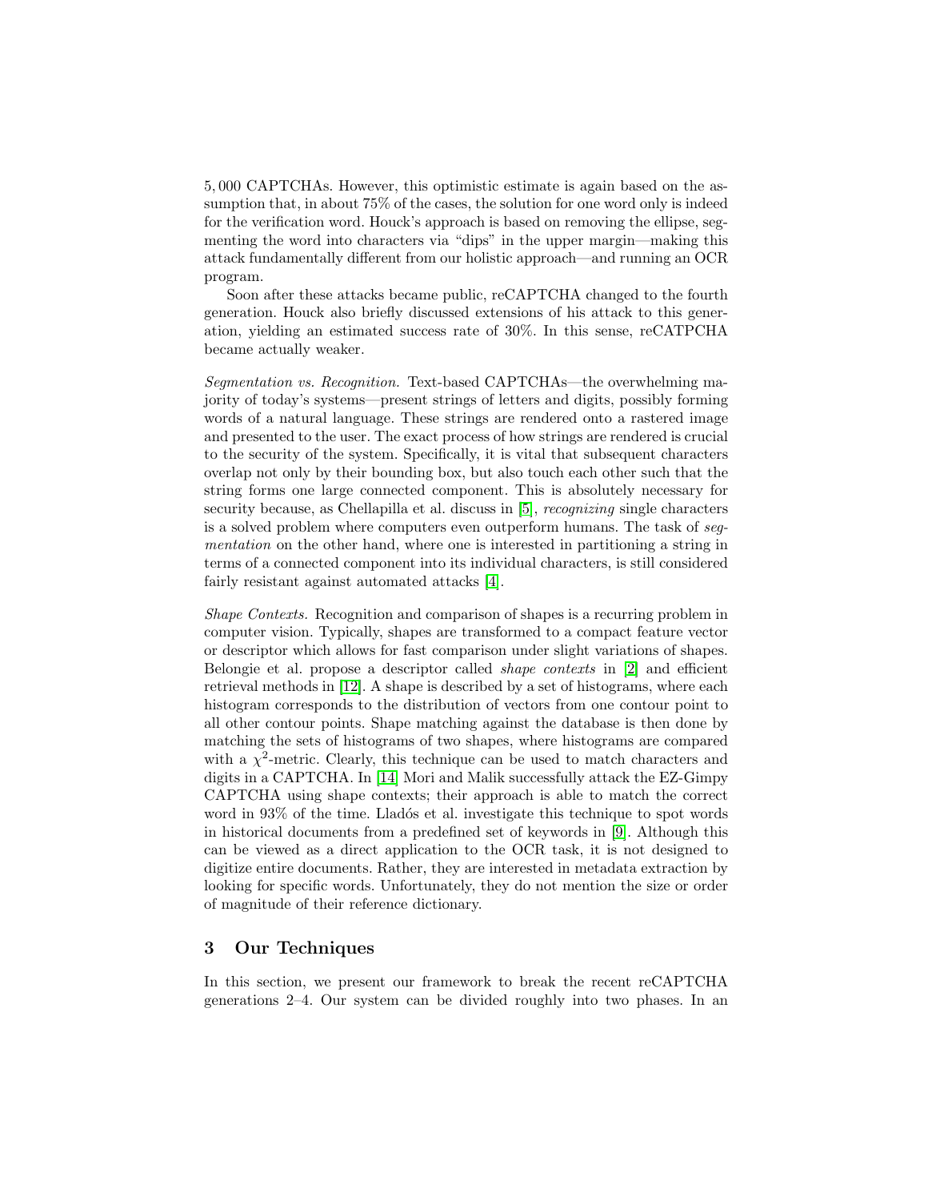5,000 CAPTCHAs. However, this optimistic estimate is again based on the assumption that, in about 75% of the cases, the solution for one word only is indeed for the verification word. Houck's approach is based on removing the ellipse, segmenting the word into characters via "dips" in the upper margin—making this attack fundamentally different from our holistic approach—and running an OCR program.

Soon after these attacks became public, reCAPTCHA changed to the fourth generation. Houck also briefly discussed extensions of his attack to this generation, yielding an estimated success rate of 30%. In this sense, reCATPCHA became actually weaker.

*Segmentation vs. Recognition.* Text-based CAPTCHAs—the overwhelming majority of today's systems—present strings of letters and digits, possibly forming words of a natural language. These strings are rendered onto a rastered image and presented to the user. The exact process of how strings are rendered is crucial to the security of the system. Specifically, it is vital that subsequent characters overlap not only by their bounding box, but also touch each other such that the string forms one large connected component. This is absolutely necessary for security because, as Chellapilla et al. discuss in [5], *recognizing* single characters is a solved problem where computers even outperform humans. The task of *segmentation* on the other hand, where one is interested in partitioning a string in terms of a connected component into its individual characters, is still considered fairly resistant against automated attacks [4].

*Shape Contexts.* Recognition and comparison of shapes is a recurring problem in computer vision. Typically, shapes are transformed to a compact feature vector or descriptor which allows for fast comparison under slight variations of shapes. Belongie et al. propose a descriptor called *shape contexts* in [2] and efficient retrieval methods in [12]. A shape is described by a set of histograms, where each histogram corresponds to the distribution of vectors from one contour point to all other contour points. Shape matching against the database is then done by matching the sets of histograms of two shapes, where histograms are compared with a $\chi^2$-metric. Clearly, this technique can be used to match characters and digits in a CAPTCHA. In [14] Mori and Malik successfully attack the EZ-Gimpy CAPTCHA using shape contexts; their approach is able to match the correct word in 93% of the time. Lladós et al. investigate this technique to spot words in historical documents from a predefined set of keywords in [9]. Although this can be viewed as a direct application to the OCR task, it is not designed to digitize entire documents. Rather, they are interested in metadata extraction by looking for specific words. Unfortunately, they do not mention the size or order of magnitude of their reference dictionary.

## 3 Our Techniques

In this section, we present our framework to break the recent reCAPTCHA generations 2–4. Our system can be divided roughly into two phases. In an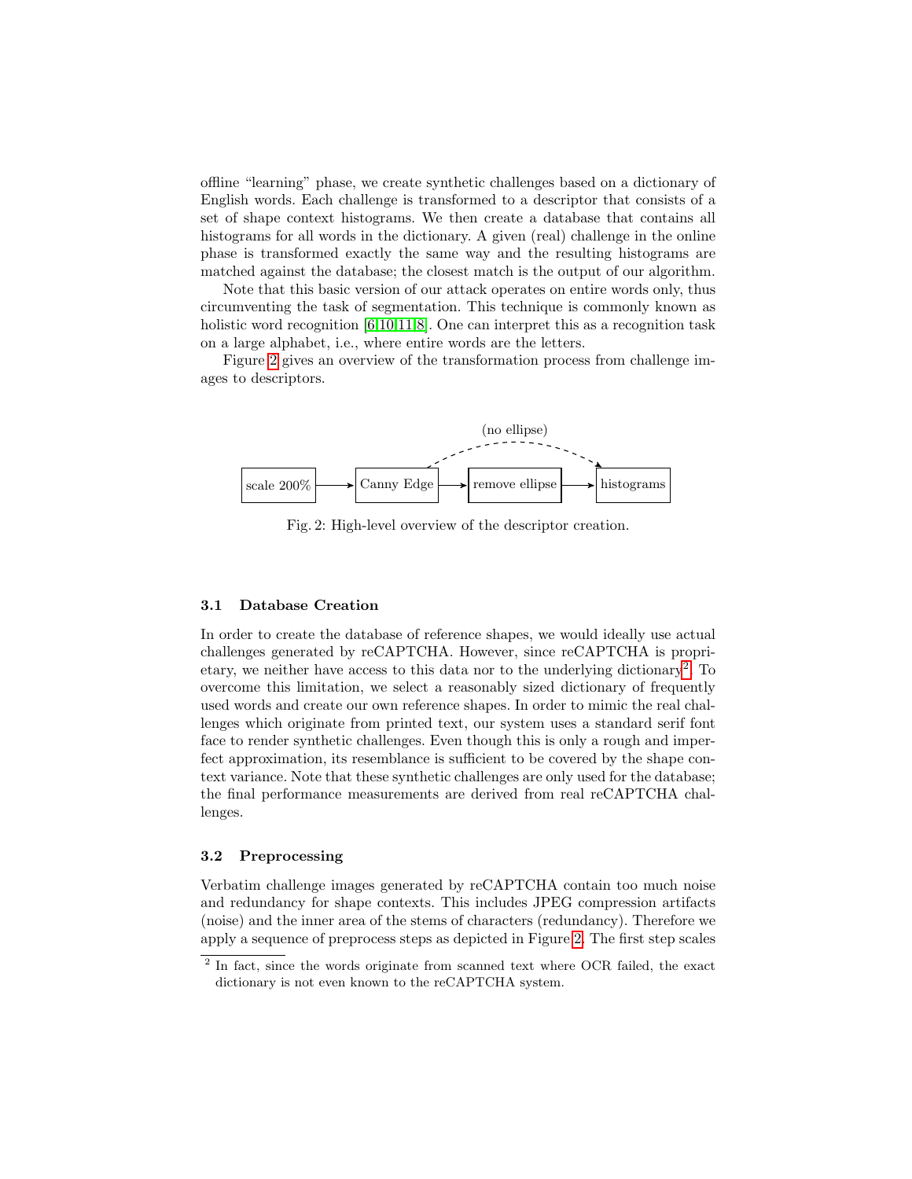offline “learning” phase, we create synthetic challenges based on a dictionary of English words. Each challenge is transformed to a descriptor that consists of a set of shape context histograms. We then create a database that contains all histograms for all words in the dictionary. A given (real) challenge in the online phase is transformed exactly the same way and the resulting histograms are matched against the database; the closest match is the output of our algorithm.

Note that this basic version of our attack operates on entire words only, thus circumventing the task of segmentation. This technique is commonly known as holistic word recognition [6,10,11,8]. One can interpret this as a recognition task on a large alphabet, i.e., where entire words are the letters.

Figure 2 gives an overview of the transformation process from challenge images to descriptors.

scale 200% → Canny Edge → remove ellipse → histograms (Canny Edge → histograms: no ellipse)

Fig. 2: High-level overview of the descriptor creation.

### 3.1 Database Creation

In order to create the database of reference shapes, we would ideally use actual challenges generated by reCAPTCHA. However, since reCAPTCHA is proprietary, we neither have access to this data nor to the underlying dictionary[2]. To overcome this limitation, we select a reasonably sized dictionary of frequently used words and create our own reference shapes. In order to mimic the real challenges which originate from printed text, our system uses a standard serif font face to render synthetic challenges. Even though this is only a rough and imperfect approximation, its resemblance is sufficient to be covered by the shape context variance. Note that these synthetic challenges are only used for the database; the final performance measurements are derived from real reCAPTCHA challenges.

### 3.2 Preprocessing

Verbatim challenge images generated by reCAPTCHA contain too much noise and redundancy for shape contexts. This includes JPEG compression artifacts (noise) and the inner area of the stems of characters (redundancy). Therefore we apply a sequence of preprocess steps as depicted in Figure 2. The first step scales

[2] In fact, since the words originate from scanned text where OCR failed, the exact dictionary is not even known to the reCAPTCHA system.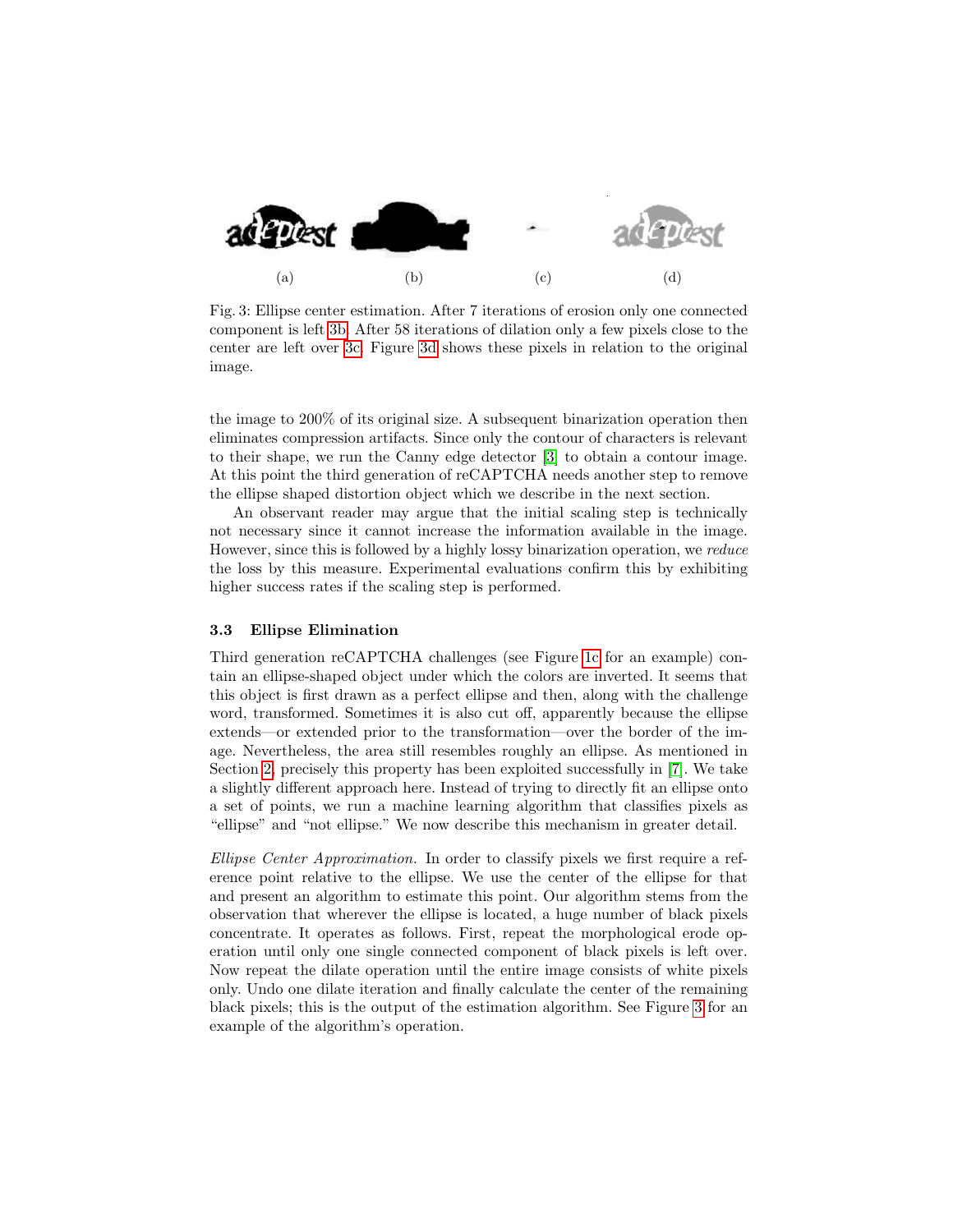(a) (b) (c) (d)

Fig. 3: Ellipse center estimation. After 7 iterations of erosion only one connected component is left 3b. After 58 iterations of dilation only a few pixels close to the center are left over 3c. Figure 3d shows these pixels in relation to the original image.

the image to 200% of its original size. A subsequent binarization operation then eliminates compression artifacts. Since only the contour of characters is relevant to their shape, we run the Canny edge detector [3] to obtain a contour image. At this point the third generation of reCAPTCHA needs another step to remove the ellipse shaped distortion object which we describe in the next section.

An observant reader may argue that the initial scaling step is technically not necessary since it cannot increase the information available in the image. However, since this is followed by a highly lossy binarization operation, we *reduce* the loss by this measure. Experimental evaluations confirm this by exhibiting higher success rates if the scaling step is performed.

### 3.3 Ellipse Elimination

Third generation reCAPTCHA challenges (see Figure 1c for an example) contain an ellipse-shaped object under which the colors are inverted. It seems that this object is first drawn as a perfect ellipse and then, along with the challenge word, transformed. Sometimes it is also cut off, apparently because the ellipse extends—or extended prior to the transformation—over the border of the image. Nevertheless, the area still resembles roughly an ellipse. As mentioned in Section 2, precisely this property has been exploited successfully in [7]. We take a slightly different approach here. Instead of trying to directly fit an ellipse onto a set of points, we run a machine learning algorithm that classifies pixels as "ellipse" and "not ellipse." We now describe this mechanism in greater detail.

*Ellipse Center Approximation.* In order to classify pixels we first require a reference point relative to the ellipse. We use the center of the ellipse for that and present an algorithm to estimate this point. Our algorithm stems from the observation that wherever the ellipse is located, a huge number of black pixels concentrate. It operates as follows. First, repeat the morphological erode operation until only one single connected component of black pixels is left over. Now repeat the dilate operation until the entire image consists of white pixels only. Undo one dilate iteration and finally calculate the center of the remaining black pixels; this is the output of the estimation algorithm. See Figure 3 for an example of the algorithm's operation.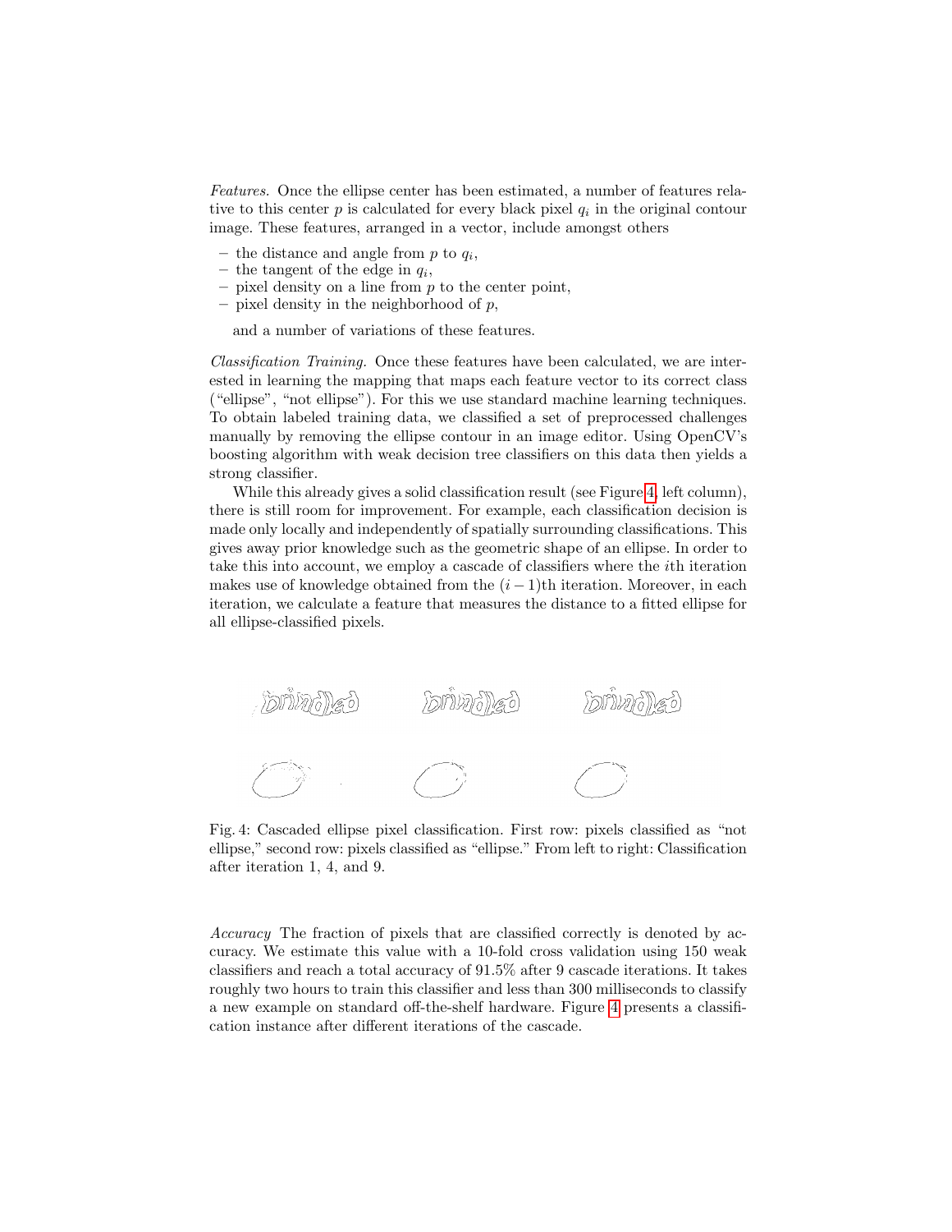*Features.* Once the ellipse center has been estimated, a number of features relative to this center $p$ is calculated for every black pixel $q_i$ in the original contour image. These features, arranged in a vector, include amongst others

- the distance and angle from $p$ to $q_i$,
- the tangent of the edge in $q_i$,
- pixel density on a line from $p$ to the center point,
- pixel density in the neighborhood of $p$,

and a number of variations of these features.

*Classification Training.* Once these features have been calculated, we are interested in learning the mapping that maps each feature vector to its correct class ("ellipse", "not ellipse"). For this we use standard machine learning techniques. To obtain labeled training data, we classified a set of preprocessed challenges manually by removing the ellipse contour in an image editor. Using OpenCV's boosting algorithm with weak decision tree classifiers on this data then yields a strong classifier.

While this already gives a solid classification result (see Figure 4, left column), there is still room for improvement. For example, each classification decision is made only locally and independently of spatially surrounding classifications. This gives away prior knowledge such as the geometric shape of an ellipse. In order to take this into account, we employ a cascade of classifiers where the $i$th iteration makes use of knowledge obtained from the $(i-1)$th iteration. Moreover, in each iteration, we calculate a feature that measures the distance to a fitted ellipse for all ellipse-classified pixels.

Fig. 4: Cascaded ellipse pixel classification. First row: pixels classified as "not ellipse," second row: pixels classified as "ellipse." From left to right: Classification after iteration 1, 4, and 9.

*Accuracy* The fraction of pixels that are classified correctly is denoted by accuracy. We estimate this value with a 10-fold cross validation using 150 weak classifiers and reach a total accuracy of 91.5% after 9 cascade iterations. It takes roughly two hours to train this classifier and less than 300 milliseconds to classify a new example on standard off-the-shelf hardware. Figure 4 presents a classification instance after different iterations of the cascade.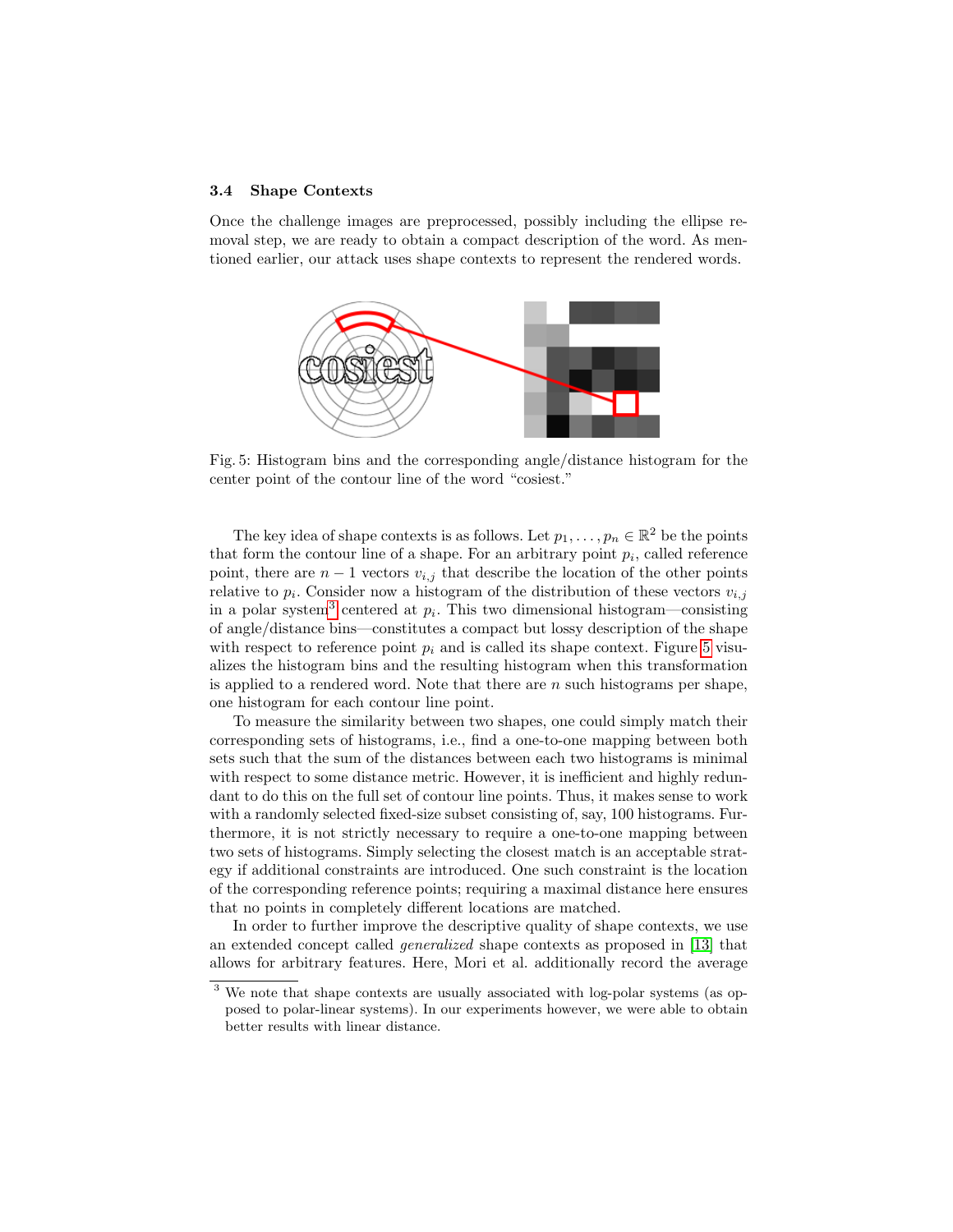### 3.4 Shape Contexts

Once the challenge images are preprocessed, possibly including the ellipse removal step, we are ready to obtain a compact description of the word. As mentioned earlier, our attack uses shape contexts to represent the rendered words.

Fig. 5: Histogram bins and the corresponding angle/distance histogram for the center point of the contour line of the word "cosiest."

The key idea of shape contexts is as follows. Let $p_1, \ldots, p_n \in \mathbb{R}^2$ be the points that form the contour line of a shape. For an arbitrary point $p_i$, called reference point, there are $n-1$ vectors $v_{i,j}$ that describe the location of the other points relative to $p_i$. Consider now a histogram of the distribution of these vectors $v_{i,j}$ in a polar system[3] centered at $p_i$. This two dimensional histogram—consisting of angle/distance bins—constitutes a compact but lossy description of the shape with respect to reference point $p_i$ and is called its shape context. Figure 5 visualizes the histogram bins and the resulting histogram when this transformation is applied to a rendered word. Note that there are $n$ such histograms per shape, one histogram for each contour line point.

To measure the similarity between two shapes, one could simply match their corresponding sets of histograms, i.e., find a one-to-one mapping between both sets such that the sum of the distances between each two histograms is minimal with respect to some distance metric. However, it is inefficient and highly redundant to do this on the full set of contour line points. Thus, it makes sense to work with a randomly selected fixed-size subset consisting of, say, 100 histograms. Furthermore, it is not strictly necessary to require a one-to-one mapping between two sets of histograms. Simply selecting the closest match is an acceptable strategy if additional constraints are introduced. One such constraint is the location of the corresponding reference points; requiring a maximal distance here ensures that no points in completely different locations are matched.

In order to further improve the descriptive quality of shape contexts, we use an extended concept called *generalized* shape contexts as proposed in [13] that allows for arbitrary features. Here, Mori et al. additionally record the average

[3] We note that shape contexts are usually associated with log-polar systems (as opposed to polar-linear systems). In our experiments however, we were able to obtain better results with linear distance.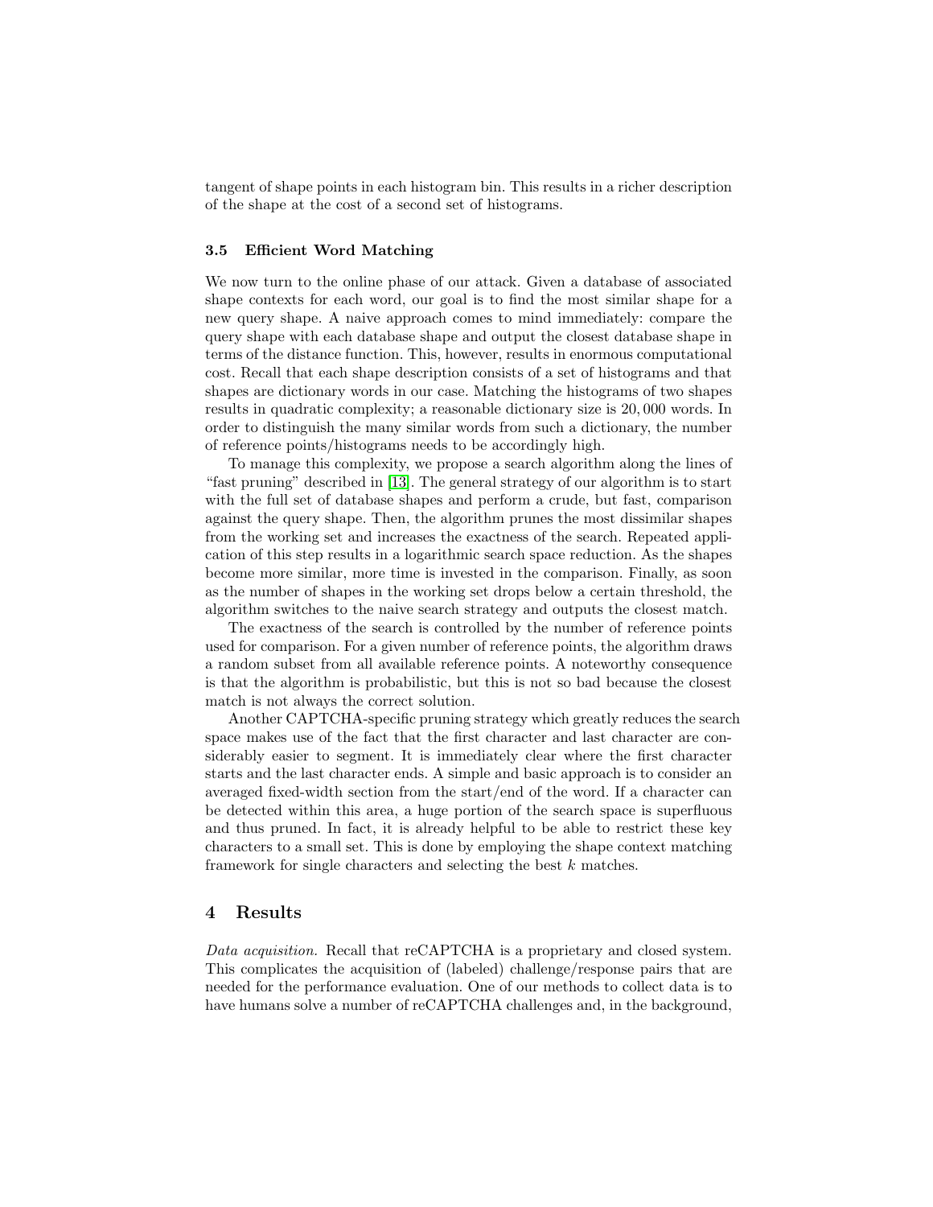tangent of shape points in each histogram bin. This results in a richer description of the shape at the cost of a second set of histograms.

### 3.5 Efficient Word Matching

We now turn to the online phase of our attack. Given a database of associated shape contexts for each word, our goal is to find the most similar shape for a new query shape. A naive approach comes to mind immediately: compare the query shape with each database shape and output the closest database shape in terms of the distance function. This, however, results in enormous computational cost. Recall that each shape description consists of a set of histograms and that shapes are dictionary words in our case. Matching the histograms of two shapes results in quadratic complexity; a reasonable dictionary size is 20,000 words. In order to distinguish the many similar words from such a dictionary, the number of reference points/histograms needs to be accordingly high.

To manage this complexity, we propose a search algorithm along the lines of "fast pruning" described in [13]. The general strategy of our algorithm is to start with the full set of database shapes and perform a crude, but fast, comparison against the query shape. Then, the algorithm prunes the most dissimilar shapes from the working set and increases the exactness of the search. Repeated application of this step results in a logarithmic search space reduction. As the shapes become more similar, more time is invested in the comparison. Finally, as soon as the number of shapes in the working set drops below a certain threshold, the algorithm switches to the naive search strategy and outputs the closest match.

The exactness of the search is controlled by the number of reference points used for comparison. For a given number of reference points, the algorithm draws a random subset from all available reference points. A noteworthy consequence is that the algorithm is probabilistic, but this is not so bad because the closest match is not always the correct solution.

Another CAPTCHA-specific pruning strategy which greatly reduces the search space makes use of the fact that the first character and last character are considerably easier to segment. It is immediately clear where the first character starts and the last character ends. A simple and basic approach is to consider an averaged fixed-width section from the start/end of the word. If a character can be detected within this area, a huge portion of the search space is superfluous and thus pruned. In fact, it is already helpful to be able to restrict these key characters to a small set. This is done by employing the shape context matching framework for single characters and selecting the best $k$ matches.

## 4 Results

*Data acquisition.* Recall that reCAPTCHA is a proprietary and closed system. This complicates the acquisition of (labeled) challenge/response pairs that are needed for the performance evaluation. One of our methods to collect data is to have humans solve a number of reCAPTCHA challenges and, in the background,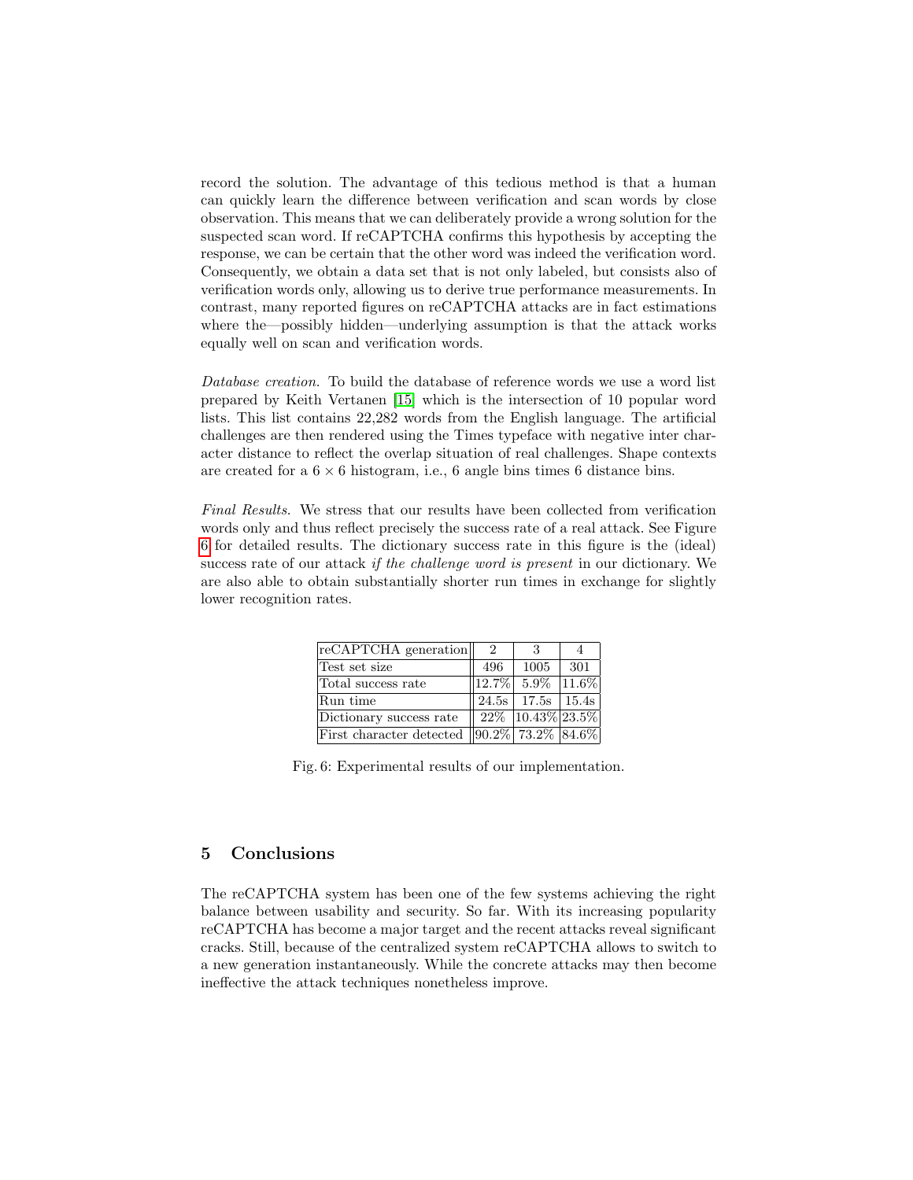record the solution. The advantage of this tedious method is that a human can quickly learn the difference between verification and scan words by close observation. This means that we can deliberately provide a wrong solution for the suspected scan word. If reCAPTCHA confirms this hypothesis by accepting the response, we can be certain that the other word was indeed the verification word. Consequently, we obtain a data set that is not only labeled, but consists also of verification words only, allowing us to derive true performance measurements. In contrast, many reported figures on reCAPTCHA attacks are in fact estimations where the—possibly hidden—underlying assumption is that the attack works equally well on scan and verification words.

*Database creation.* To build the database of reference words we use a word list prepared by Keith Vertanen [15] which is the intersection of 10 popular word lists. This list contains 22,282 words from the English language. The artificial challenges are then rendered using the Times typeface with negative inter character distance to reflect the overlap situation of real challenges. Shape contexts are created for a $6 \times 6$ histogram, i.e., 6 angle bins times 6 distance bins.

*Final Results.* We stress that our results have been collected from verification words only and thus reflect precisely the success rate of a real attack. See Figure 6 for detailed results. The dictionary success rate in this figure is the (ideal) success rate of our attack *if the challenge word is present* in our dictionary. We are also able to obtain substantially shorter run times in exchange for slightly lower recognition rates.

| reCAPTCHA generation | 2 | 3 | 4 |
|---|---|---|---|
| Test set size | 496 | 1005 | 301 |
| Total success rate | 12.7% | 5.9% | 11.6% |
| Run time | 24.5s | 17.5s | 15.4s |
| Dictionary success rate | 22% | 10.43% | 23.5% |
| First character detected | 90.2% | 73.2% | 84.6% |

Fig. 6: Experimental results of our implementation.

## 5 Conclusions

The reCAPTCHA system has been one of the few systems achieving the right balance between usability and security. So far. With its increasing popularity reCAPTCHA has become a major target and the recent attacks reveal significant cracks. Still, because of the centralized system reCAPTCHA allows to switch to a new generation instantaneously. While the concrete attacks may then become ineffective the attack techniques nonetheless improve.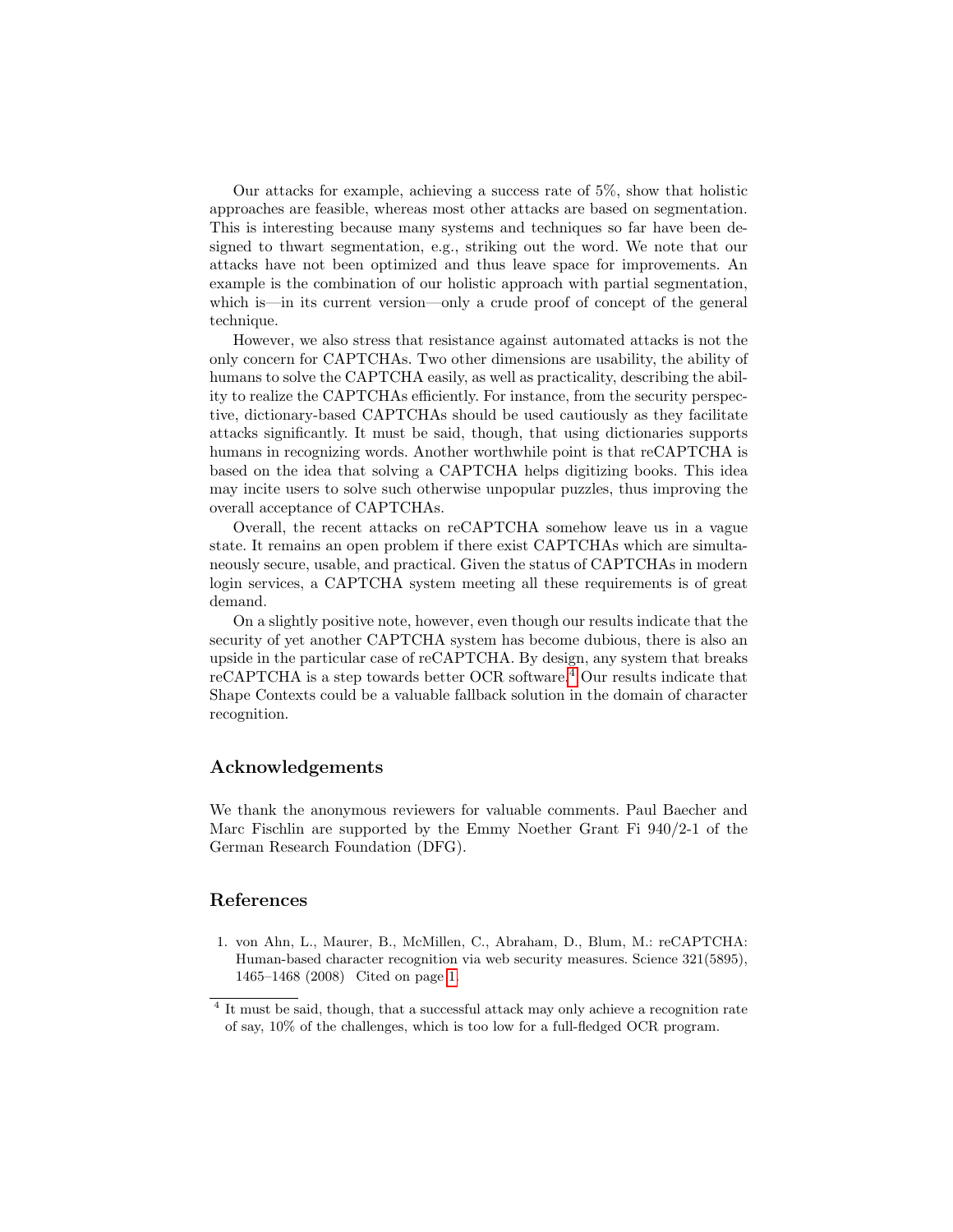Our attacks for example, achieving a success rate of 5%, show that holistic approaches are feasible, whereas most other attacks are based on segmentation. This is interesting because many systems and techniques so far have been designed to thwart segmentation, e.g., striking out the word. We note that our attacks have not been optimized and thus leave space for improvements. An example is the combination of our holistic approach with partial segmentation, which is—in its current version—only a crude proof of concept of the general technique.

However, we also stress that resistance against automated attacks is not the only concern for CAPTCHAs. Two other dimensions are usability, the ability of humans to solve the CAPTCHA easily, as well as practicality, describing the ability to realize the CAPTCHAs efficiently. For instance, from the security perspective, dictionary-based CAPTCHAs should be used cautiously as they facilitate attacks significantly. It must be said, though, that using dictionaries supports humans in recognizing words. Another worthwhile point is that reCAPTCHA is based on the idea that solving a CAPTCHA helps digitizing books. This idea may incite users to solve such otherwise unpopular puzzles, thus improving the overall acceptance of CAPTCHAs.

Overall, the recent attacks on reCAPTCHA somehow leave us in a vague state. It remains an open problem if there exist CAPTCHAs which are simultaneously secure, usable, and practical. Given the status of CAPTCHAs in modern login services, a CAPTCHA system meeting all these requirements is of great demand.

On a slightly positive note, however, even though our results indicate that the security of yet another CAPTCHA system has become dubious, there is also an upside in the particular case of reCAPTCHA. By design, any system that breaks reCAPTCHA is a step towards better OCR software.[4] Our results indicate that Shape Contexts could be a valuable fallback solution in the domain of character recognition.

## Acknowledgements

We thank the anonymous reviewers for valuable comments. Paul Baecher and Marc Fischlin are supported by the Emmy Noether Grant Fi 940/2-1 of the German Research Foundation (DFG).

## References

1. von Ahn, L., Maurer, B., McMillen, C., Abraham, D., Blum, M.: reCAPTCHA: Human-based character recognition via web security measures. Science 321(5895), 1465–1468 (2008) Cited on page 1.

[4] It must be said, though, that a successful attack may only achieve a recognition rate of say, 10% of the challenges, which is too low for a full-fledged OCR program.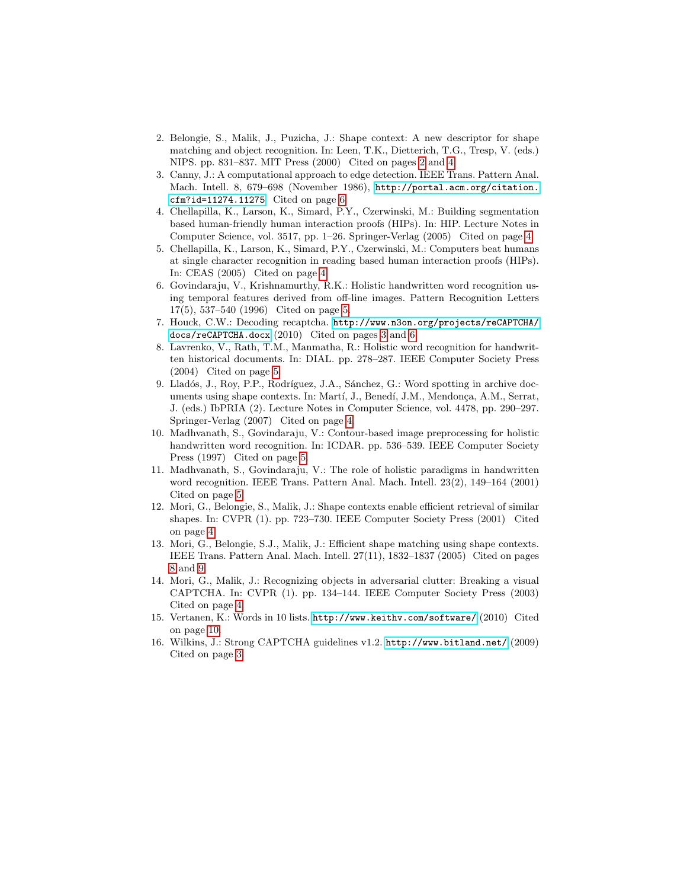2. Belongie, S., Malik, J., Puzicha, J.: Shape context: A new descriptor for shape matching and object recognition. In: Leen, T.K., Dietterich, T.G., Tresp, V. (eds.) NIPS. pp. 831–837. MIT Press (2000) Cited on pages 2 and 4
3. Canny, J.: A computational approach to edge detection. IEEE Trans. Pattern Anal. Mach. Intell. 8, 679–698 (November 1986), http://portal.acm.org/citation.cfm?id=11274.11275 Cited on page 6
4. Chellapilla, K., Larson, K., Simard, P.Y., Czerwinski, M.: Building segmentation based human-friendly human interaction proofs (HIPs). In: HIP. Lecture Notes in Computer Science, vol. 3517, pp. 1–26. Springer-Verlag (2005) Cited on page 4
5. Chellapilla, K., Larson, K., Simard, P.Y., Czerwinski, M.: Computers beat humans at single character recognition in reading based human interaction proofs (HIPs). In: CEAS (2005) Cited on page 4
6. Govindaraju, V., Krishnamurthy, R.K.: Holistic handwritten word recognition using temporal features derived from off-line images. Pattern Recognition Letters 17(5), 537–540 (1996) Cited on page 5
7. Houck, C.W.: Decoding recaptcha. http://www.n3on.org/projects/reCAPTCHA/docs/reCAPTCHA.docx (2010) Cited on pages 3 and 6
8. Lavrenko, V., Rath, T.M., Manmatha, R.: Holistic word recognition for handwritten historical documents. In: DIAL. pp. 278–287. IEEE Computer Society Press (2004) Cited on page 5
9. Lladós, J., Roy, P.P., Rodríguez, J.A., Sánchez, G.: Word spotting in archive documents using shape contexts. In: Martí, J., Benedí, J.M., Mendonça, A.M., Serrat, J. (eds.) IbPRIA (2). Lecture Notes in Computer Science, vol. 4478, pp. 290–297. Springer-Verlag (2007) Cited on page 4
10. Madhvanath, S., Govindaraju, V.: Contour-based image preprocessing for holistic handwritten word recognition. In: ICDAR. pp. 536–539. IEEE Computer Society Press (1997) Cited on page 5
11. Madhvanath, S., Govindaraju, V.: The role of holistic paradigms in handwritten word recognition. IEEE Trans. Pattern Anal. Mach. Intell. 23(2), 149–164 (2001) Cited on page 5
12. Mori, G., Belongie, S., Malik, J.: Shape contexts enable efficient retrieval of similar shapes. In: CVPR (1). pp. 723–730. IEEE Computer Society Press (2001) Cited on page 4
13. Mori, G., Belongie, S.J., Malik, J.: Efficient shape matching using shape contexts. IEEE Trans. Pattern Anal. Mach. Intell. 27(11), 1832–1837 (2005) Cited on pages 8 and 9
14. Mori, G., Malik, J.: Recognizing objects in adversarial clutter: Breaking a visual CAPTCHA. In: CVPR (1). pp. 134–144. IEEE Computer Society Press (2003) Cited on page 4
15. Vertanen, K.: Words in 10 lists. http://www.keithv.com/software/ (2010) Cited on page 10
16. Wilkins, J.: Strong CAPTCHA guidelines v1.2. http://www.bitland.net/ (2009) Cited on page 3